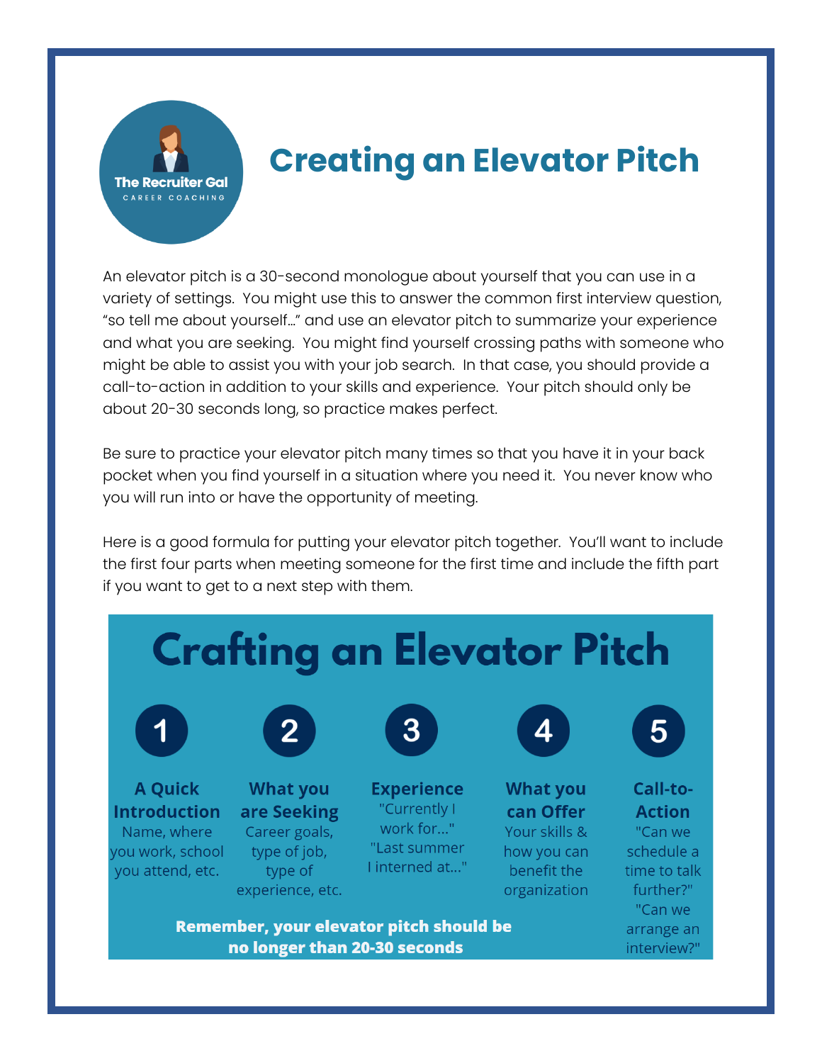The Recruiter Gal
CAREER COACHING

# Creating an Elevator Pitch

An elevator pitch is a 30-second monologue about yourself that you can use in a variety of settings. You might use this to answer the common first interview question, "so tell me about yourself…" and use an elevator pitch to summarize your experience and what you are seeking. You might find yourself crossing paths with someone who might be able to assist you with your job search. In that case, you should provide a call-to-action in addition to your skills and experience. Your pitch should only be about 20-30 seconds long, so practice makes perfect.

Be sure to practice your elevator pitch many times so that you have it in your back pocket when you find yourself in a situation where you need it. You never know who you will run into or have the opportunity of meeting.

Here is a good formula for putting your elevator pitch together. You'll want to include the first four parts when meeting someone for the first time and include the fifth part if you want to get to a next step with them.

## Crafting an Elevator Pitch

1. **A Quick Introduction**
   Name, where you work, school you attend, etc.

2. **What you are Seeking**
   Career goals, type of job, type of experience, etc.

3. **Experience**
   "Currently I work for…" "Last summer I interned at…"

4. **What you can Offer**
   Your skills & how you can benefit the organization

5. **Call-to-Action**
   "Can we schedule a time to talk further?" "Can we arrange an interview?"

**Remember, your elevator pitch should be no longer than 20-30 seconds**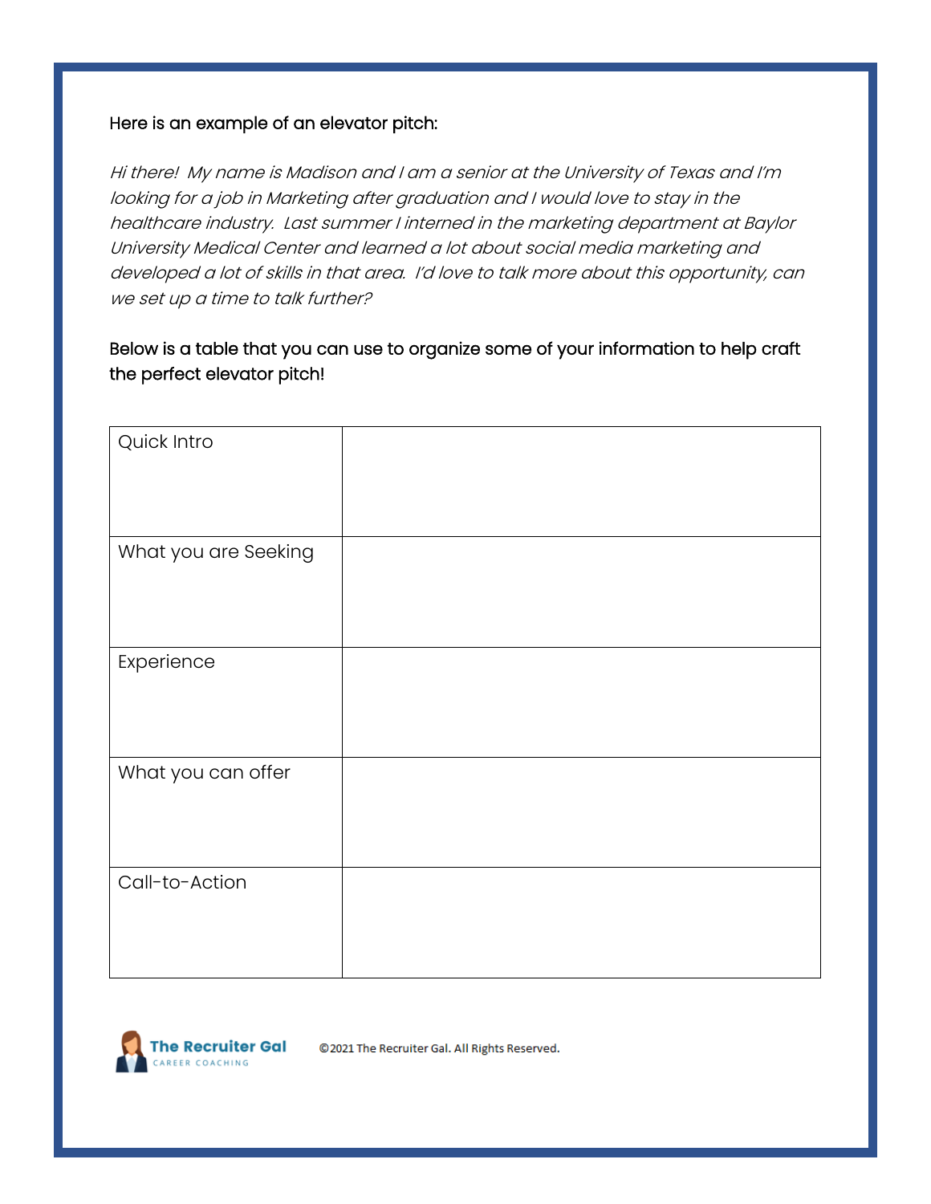Here is an example of an elevator pitch:

*Hi there! My name is Madison and I am a senior at the University of Texas and I'm looking for a job in Marketing after graduation and I would love to stay in the healthcare industry. Last summer I interned in the marketing department at Baylor University Medical Center and learned a lot about social media marketing and developed a lot of skills in that area. I'd love to talk more about this opportunity, can we set up a time to talk further?*

Below is a table that you can use to organize some of your information to help craft the perfect elevator pitch!

| | |
|---|---|
| Quick Intro | |
| What you are Seeking | |
| Experience | |
| What you can offer | |
| Call-to-Action | |

The Recruiter Gal CAREER COACHING

©2021 The Recruiter Gal. All Rights Reserved.